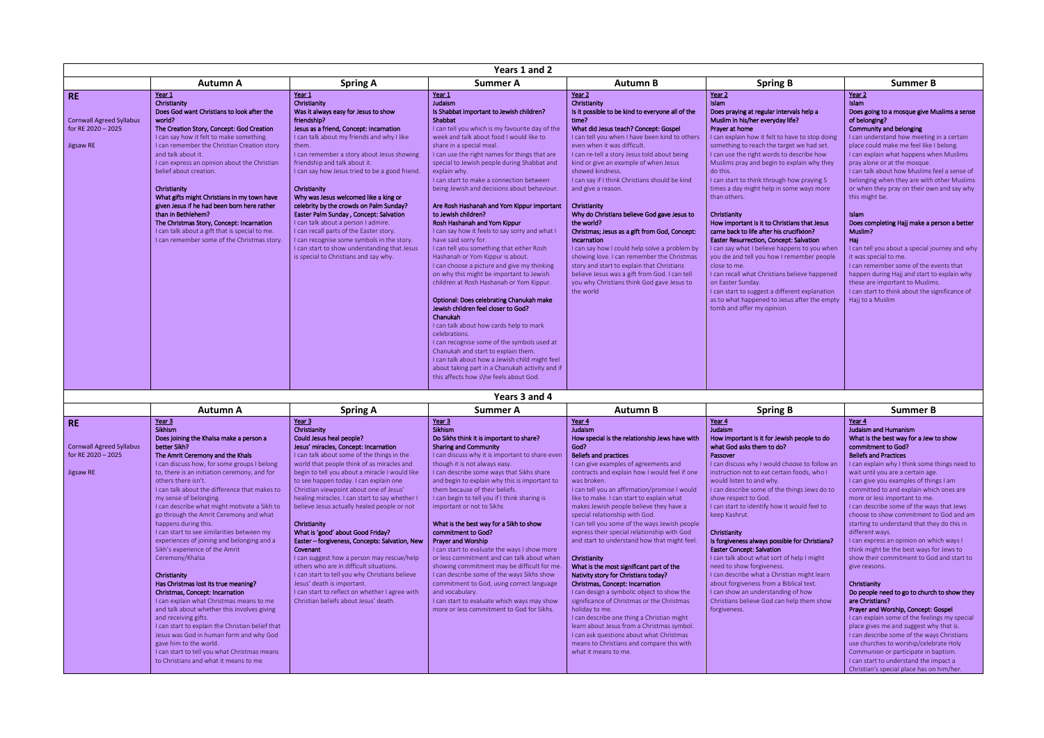## Years 1 and 2

| | Autumn A | Spring A | Summer A | Autumn B | Spring B | Summer B |
|---|---|---|---|---|---|---|
| **RE**<br><br>Cornwall Agreed Syllabus for RE 2020 – 2025<br><br>Jigsaw RE | Year 1<br>Christianity<br>Does God want Christians to look after the world?<br>The Creation Story, Concept: God Creation<br>I can say how it felt to make something.<br>I can remember the Christian Creation story and talk about it.<br>I can express an opinion about the Christian belief about creation.<br><br>Christianity<br>What gifts might Christians in my town have given Jesus if he had been born here rather than in Bethlehem?<br>The Christmas Story, Concept: Incarnation<br>I can talk about a gift that is special to me.<br>I can remember some of the Christmas story. | Year 1<br>Christianity<br>Was it always easy for Jesus to show friendship?<br>Jesus as a friend, Concept: Incarnation<br>I can talk about my friends and why I like them.<br>I can remember a story about Jesus showing friendship and talk about it.<br>I can say how Jesus tried to be a good friend.<br><br>Christianity<br>Why was Jesus welcomed like a king or celebrity by the crowds on Palm Sunday?<br>Easter Palm Sunday , Concept: Salvation<br>I can talk about a person I admire.<br>I can recall parts of the Easter story.<br>I can recognise some symbols in the story.<br>I can start to show understanding that Jesus is special to Christians and say why. | Year 1<br>Judaism<br>Is Shabbat important to Jewish children?<br>Shabbat<br>I can tell you which is my favourite day of the week and talk about food I would like to share in a special meal.<br>I can use the right names for things that are special to Jewish people during Shabbat and explain why.<br>I can start to make a connection between being Jewish and decisions about behaviour.<br><br>Are Rosh Hashanah and Yom Kippur important to Jewish children?<br>Rosh Hashanah and Yom Kippur<br>I can say how it feels to say sorry and what I have said sorry for.<br>I can tell you something that either Rosh Hashanah or Yom Kippur is about.<br>I can choose a picture and give my thinking on why this might be important to Jewish children at Rosh Hashanah or Yom Kippur.<br><br>Optional: Does celebrating Chanukah make Jewish children feel closer to God?<br>Chanukah<br>I can talk about how cards help to mark celebrations.<br>I can recognise some of the symbols used at Chanukah and start to explain them.<br>I can talk about how a Jewish child might feel about taking part in a Chanukah activity and if this affects how s\he feels about God. | Year 2<br>Christianity<br>Is it possible to be kind to everyone all of the time?<br>What did Jesus teach? Concept: Gospel<br>I can tell you when I have been kind to others even when it was difficult.<br>I can re-tell a story Jesus told about being kind or give an example of when Jesus showed kindness.<br>I can say if I think Christians should be kind and give a reason.<br><br>Christianity<br>Why do Christians believe God gave Jesus to the world?<br>Christmas; Jesus as a gift from God, Concept: Incarnation<br>I can say how I could help solve a problem by showing love. I can remember the Christmas story and start to explain that Christians believe Jesus was a gift from God. I can tell you why Christians think God gave Jesus to the world | Year 2<br>Islam<br>Does praying at regular intervals help a Muslim in his/her everyday life?<br>Prayer at home<br>I can explain how it felt to have to stop doing something to reach the target we had set.<br>I can use the right words to describe how Muslims pray and begin to explain why they do this.<br>I can start to think through how praying 5 times a day might help in some ways more than others.<br><br>Christianity<br>How important is it to Christians that Jesus came back to life after his crucifixion?<br>Easter Resurrection, Concept: Salvation<br>I can say what I believe happens to you when you die and tell you how I remember people close to me.<br>I can recall what Christians believe happened on Easter Sunday.<br>I can start to suggest a different explanation as to what happened to Jesus after the empty tomb and offer my opinion | Year 2<br>Islam<br>Does going to a mosque give Muslims a sense of belonging?<br>Community and belonging<br>I can understand how meeting in a certain place could make me feel like I belong.<br>I can explain what happens when Muslims pray alone or at the mosque.<br>I can talk about how Muslims feel a sense of belonging when they are with other Muslims or when they pray on their own and say why this might be.<br><br>Islam<br>Does completing Hajj make a person a better Muslim?<br>Haj<br>I can tell you about a special journey and why it was special to me.<br>I can remember some of the events that happen during Hajj and start to explain why these are important to Muslims.<br>I can start to think about the significance of Hajj to a Muslim |

## Years 3 and 4

| | Autumn A | Spring A | Summer A | Autumn B | Spring B | Summer B |
|---|---|---|---|---|---|---|
| **RE**<br><br>Cornwall Agreed Syllabus for RE 2020 – 2025<br><br>Jigsaw RE | Year 3<br>Sikhism<br>Does joining the Khalsa make a person a better Sikh?<br>The Amrit Ceremony and the Khals<br>I can discuss how, for some groups I belong to, there is an initiation ceremony, and for others there isn't.<br>I can talk about the difference that makes to my sense of belonging.<br>I can describe what might motivate a Sikh to go through the Amrit Ceremony and what happens during this.<br>I can start to see similarities between my experiences of joining and belonging and a Sikh's experience of the Amrit Ceremony/Khalsa<br><br>Christianity<br>Has Christmas lost its true meaning?<br>Christmas, Concept: Incarnation<br>I can explain what Christmas means to me and talk about whether this involves giving and receiving gifts.<br>I can start to explain the Christian belief that Jesus was God in human form and why God gave him to the world.<br>I can start to tell you what Christmas means to Christians and what it means to me | Year 3<br>Christianity<br>Could Jesus heal people?<br>Jesus' miracles, Concept: Incarnation<br>I can talk about some of the things in the world that people think of as miracles and begin to tell you about a miracle I would like to see happen today. I can explain one Christian viewpoint about one of Jesus' healing miracles. I can start to tell you whether I believe Jesus actually healed people or not<br><br>Christianity<br>What is 'good' about Good Friday?<br>Easter – forgiveness, Concepts: Salvation, New Covenant<br>I can suggest how a person may rescue/help others who are in difficult situations.<br>I can start to tell you why Christians believe Jesus' death is important.<br>I can start to reflect on whether I agree with Christian beliefs about Jesus' death. | Year 3<br>Sikhism<br>Do Sikhs think it is important to share?<br>Sharing and Community<br>I can discuss why it is important to share even though it is not always easy.<br>I can describe some ways that Sikhs share and begin to explain why this is important to them because of their beliefs.<br>I can begin to tell you if I think sharing is important or not to Sikhs<br><br>What is the best way for a Sikh to show commitment to God?<br>Prayer and Worship<br>I can start to evaluate the ways I show more or less commitment and can talk about when showing commitment may be difficult for me.<br>I can describe some of the ways Sikhs show commitment to God, using correct language and vocabulary.<br>I can start to evaluate which ways may show more or less commitment to God for Sikhs. | Year 4<br>Judaism<br>How special is the relationship Jews have with God?<br>Beliefs and practices<br>I can give examples of agreements and contracts and explain how I would feel if one was broken.<br>I can tell you an affirmation/promise I would like to make. I can start to explain what makes Jewish people believe they have a special relationship with God.<br>I can tell you some of the ways Jewish people express their special relationship with God and start to understand how that might feel.<br><br>Christianity<br>What is the most significant part of the Nativity story for Christians today?<br>Christmas, Concept: Incarnation<br>I can design a symbolic object to show the significance of Christmas or the Christmas holiday to me.<br>I can describe one thing a Christian might learn about Jesus from a Christmas symbol.<br>I can ask questions about what Christmas means to Christians and compare this with what it means to me. | Year 4<br>Judaism<br>How important is it for Jewish people to do what God asks them to do?<br>Passover<br>I can discuss why I would choose to follow an instruction not to eat certain foods, who I would listen to and why.<br>I can describe some of the things Jews do to show respect to God.<br>I can start to identify how it would feel to keep Kashrut.<br><br>Christianity<br>Is forgiveness always possible for Christians?<br>Easter Concept: Salvation<br>I can talk about what sort of help I might need to show forgiveness.<br>I can describe what a Christian might learn about forgiveness from a Biblical text.<br>I can show an understanding of how Christians believe God can help them show forgiveness. | Year 4<br>Judaism and Humanism<br>What is the best way for a Jew to show commitment to God?<br>Beliefs and Practices<br>I can explain why I think some things need to wait until you are a certain age.<br>I can give you examples of things I am committed to and explain which ones are more or less important to me.<br>I can describe some of the ways that Jews choose to show commitment to God and am starting to understand that they do this in different ways.<br>I can express an opinion on which ways I think might be the best ways for Jews to show their commitment to God and start to give reasons.<br><br>Christianity<br>Do people need to go to church to show they are Christians?<br>Prayer and Worship, Concept: Gospel<br>I can explain some of the feelings my special place gives me and suggest why that is.<br>I can describe some of the ways Christians use churches to worship/celebrate Holy Communion or participate in baptism.<br>I can start to understand the impact a Christian's special place has on him/her. |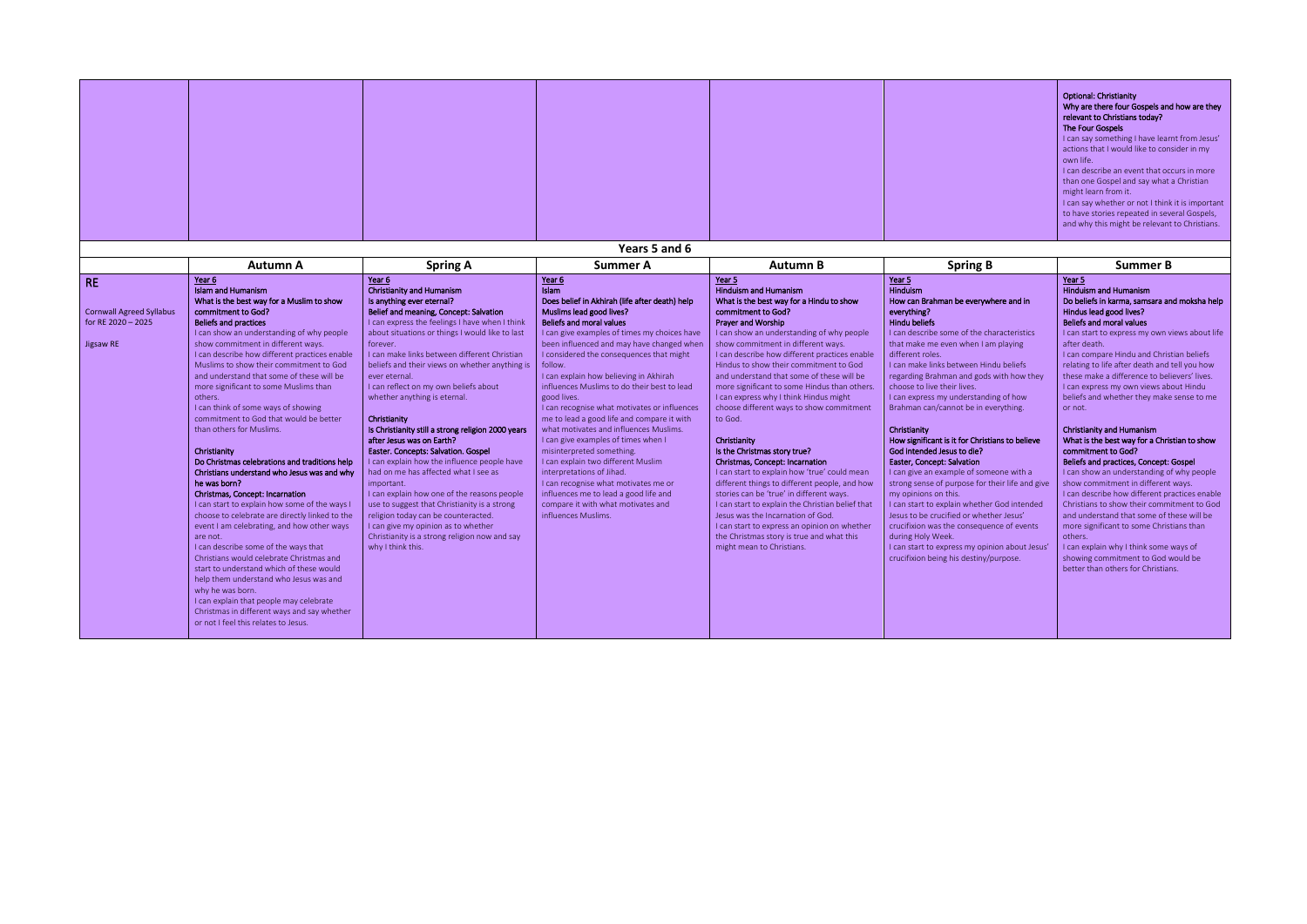| | | | | | | |
|---|---|---|---|---|---|---|
| | | | | | | Optional: Christianity<br>Why are there four Gospels and how are they relevant to Christians today?<br>The Four Gospels<br>I can say something I have learnt from Jesus' actions that I would like to consider in my own life.<br>I can describe an event that occurs in more than one Gospel and say what a Christian might learn from it.<br>I can say whether or not I think it is important to have stories repeated in several Gospels, and why this might be relevant to Christians. |

## Years 5 and 6

| | Autumn A | Spring A | Summer A | Autumn B | Spring B | Summer B |
|---|---|---|---|---|---|---|
| **RE**<br><br>Cornwall Agreed Syllabus for RE 2020 – 2025<br><br>Jigsaw RE | Year 6<br>Islam and Humanism<br>What is the best way for a Muslim to show commitment to God?<br>Beliefs and practices<br>I can show an understanding of why people show commitment in different ways.<br>I can describe how different practices enable Muslims to show their commitment to God and understand that some of these will be more significant to some Muslims than others.<br>I can think of some ways of showing commitment to God that would be better than others for Muslims.<br><br>Christianity<br>Do Christmas celebrations and traditions help Christians understand who Jesus was and why he was born?<br>Christmas, Concept: Incarnation<br>I can start to explain how some of the ways I choose to celebrate are directly linked to the event I am celebrating, and how other ways are not.<br>I can describe some of the ways that Christians would celebrate Christmas and start to understand which of these would help them understand who Jesus was and why he was born.<br>I can explain that people may celebrate Christmas in different ways and say whether or not I feel this relates to Jesus. | Year 6<br>Christianity and Humanism<br>Is anything ever eternal?<br>Belief and meaning, Concept: Salvation<br>I can express the feelings I have when I think about situations or things I would like to last forever.<br>I can make links between different Christian beliefs and their views on whether anything is ever eternal.<br>I can reflect on my own beliefs about whether anything is eternal.<br><br>Christianity<br>Is Christianity still a strong religion 2000 years after Jesus was on Earth?<br>Easter. Concepts: Salvation. Gospel<br>I can explain how the influence people have had on me has affected what I see as important.<br>I can explain how one of the reasons people use to suggest that Christianity is a strong religion today can be counteracted.<br>I can give my opinion as to whether Christianity is a strong religion now and say why I think this. | Year 6<br>Islam<br>Does belief in Akhirah (life after death) help Muslims lead good lives?<br>Beliefs and moral values<br>I can give examples of times my choices have been influenced and may have changed when I considered the consequences that might follow.<br>I can explain how believing in Akhirah influences Muslims to do their best to lead good lives.<br>I can recognise what motivates or influences me to lead a good life and compare it with what motivates and influences Muslims.<br>I can give examples of times when I misinterpreted something.<br>I can explain two different Muslim interpretations of Jihad.<br>I can recognise what motivates me or influences me to lead a good life and compare it with what motivates and influences Muslims. | Year 5<br>Hinduism and Humanism<br>What is the best way for a Hindu to show commitment to God?<br>Prayer and Worship<br>I can show an understanding of why people show commitment in different ways.<br>I can describe how different practices enable Hindus to show their commitment to God and understand that some of these will be more significant to some Hindus than others.<br>I can express why I think Hindus might choose different ways to show commitment to God.<br><br>Christianity<br>Is the Christmas story true?<br>Christmas, Concept: Incarnation<br>I can start to explain how 'true' could mean different things to different people, and how stories can be 'true' in different ways.<br>I can start to explain the Christian belief that Jesus was the Incarnation of God.<br>I can start to express an opinion on whether the Christmas story is true and what this might mean to Christians. | Year 5<br>Hinduism<br>How can Brahman be everywhere and in everything?<br>Hindu beliefs<br>I can describe some of the characteristics that make me even when I am playing different roles.<br>I can make links between Hindu beliefs regarding Brahman and gods with how they choose to live their lives.<br>I can express my understanding of how Brahman can/cannot be in everything.<br><br>Christianity<br>How significant is it for Christians to believe God intended Jesus to die?<br>Easter, Concept: Salvation<br>I can give an example of someone with a strong sense of purpose for their life and give my opinions on this.<br>I can start to explain whether God intended Jesus to be crucified or whether Jesus' crucifixion was the consequence of events during Holy Week.<br>I can start to express my opinion about Jesus' crucifixion being his destiny/purpose. | Year 5<br>Hinduism and Humanism<br>Do beliefs in karma, samsara and moksha help Hindus lead good lives?<br>Beliefs and moral values<br>I can start to express my own views about life after death.<br>I can compare Hindu and Christian beliefs relating to life after death and tell you how these make a difference to believers' lives.<br>I can express my own views about Hindu beliefs and whether they make sense to me or not.<br><br>Christianity and Humanism<br>What is the best way for a Christian to show commitment to God?<br>Beliefs and practices, Concept: Gospel<br>I can show an understanding of why people show commitment in different ways.<br>I can describe how different practices enable Christians to show their commitment to God and understand that some of these will be more significant to some Christians than others.<br>I can explain why I think some ways of showing commitment to God would be better than others for Christians. |